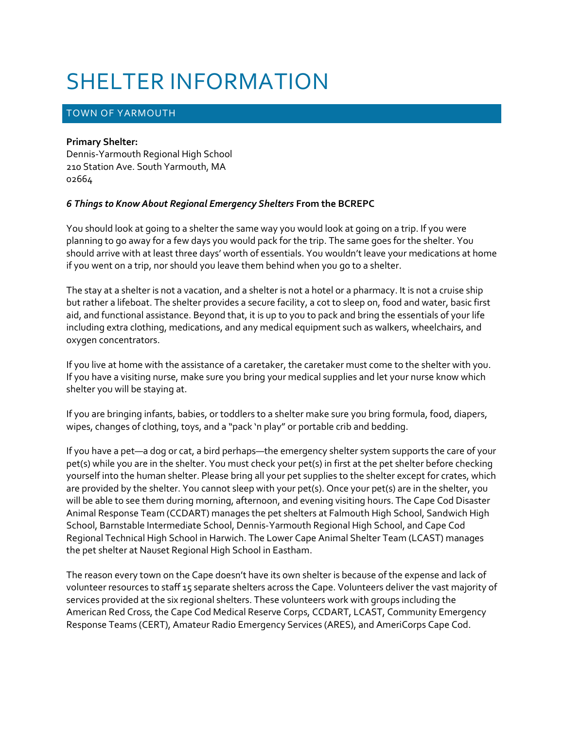# SHELTER INFORMATION

## TOWN OF YARMOUTH

**Primary Shelter:**
Dennis-Yarmouth Regional High School
210 Station Ave. South Yarmouth, MA
02664

***6 Things to Know About Regional Emergency Shelters*** **From the BCREPC**

You should look at going to a shelter the same way you would look at going on a trip. If you were planning to go away for a few days you would pack for the trip. The same goes for the shelter. You should arrive with at least three days' worth of essentials. You wouldn't leave your medications at home if you went on a trip, nor should you leave them behind when you go to a shelter.

The stay at a shelter is not a vacation, and a shelter is not a hotel or a pharmacy. It is not a cruise ship but rather a lifeboat. The shelter provides a secure facility, a cot to sleep on, food and water, basic first aid, and functional assistance. Beyond that, it is up to you to pack and bring the essentials of your life including extra clothing, medications, and any medical equipment such as walkers, wheelchairs, and oxygen concentrators.

If you live at home with the assistance of a caretaker, the caretaker must come to the shelter with you. If you have a visiting nurse, make sure you bring your medical supplies and let your nurse know which shelter you will be staying at.

If you are bringing infants, babies, or toddlers to a shelter make sure you bring formula, food, diapers, wipes, changes of clothing, toys, and a "pack 'n play" or portable crib and bedding.

If you have a pet—a dog or cat, a bird perhaps—the emergency shelter system supports the care of your pet(s) while you are in the shelter. You must check your pet(s) in first at the pet shelter before checking yourself into the human shelter. Please bring all your pet supplies to the shelter except for crates, which are provided by the shelter. You cannot sleep with your pet(s). Once your pet(s) are in the shelter, you will be able to see them during morning, afternoon, and evening visiting hours. The Cape Cod Disaster Animal Response Team (CCDART) manages the pet shelters at Falmouth High School, Sandwich High School, Barnstable Intermediate School, Dennis-Yarmouth Regional High School, and Cape Cod Regional Technical High School in Harwich. The Lower Cape Animal Shelter Team (LCAST) manages the pet shelter at Nauset Regional High School in Eastham.

The reason every town on the Cape doesn't have its own shelter is because of the expense and lack of volunteer resources to staff 15 separate shelters across the Cape. Volunteers deliver the vast majority of services provided at the six regional shelters. These volunteers work with groups including the American Red Cross, the Cape Cod Medical Reserve Corps, CCDART, LCAST, Community Emergency Response Teams (CERT), Amateur Radio Emergency Services (ARES), and AmeriCorps Cape Cod.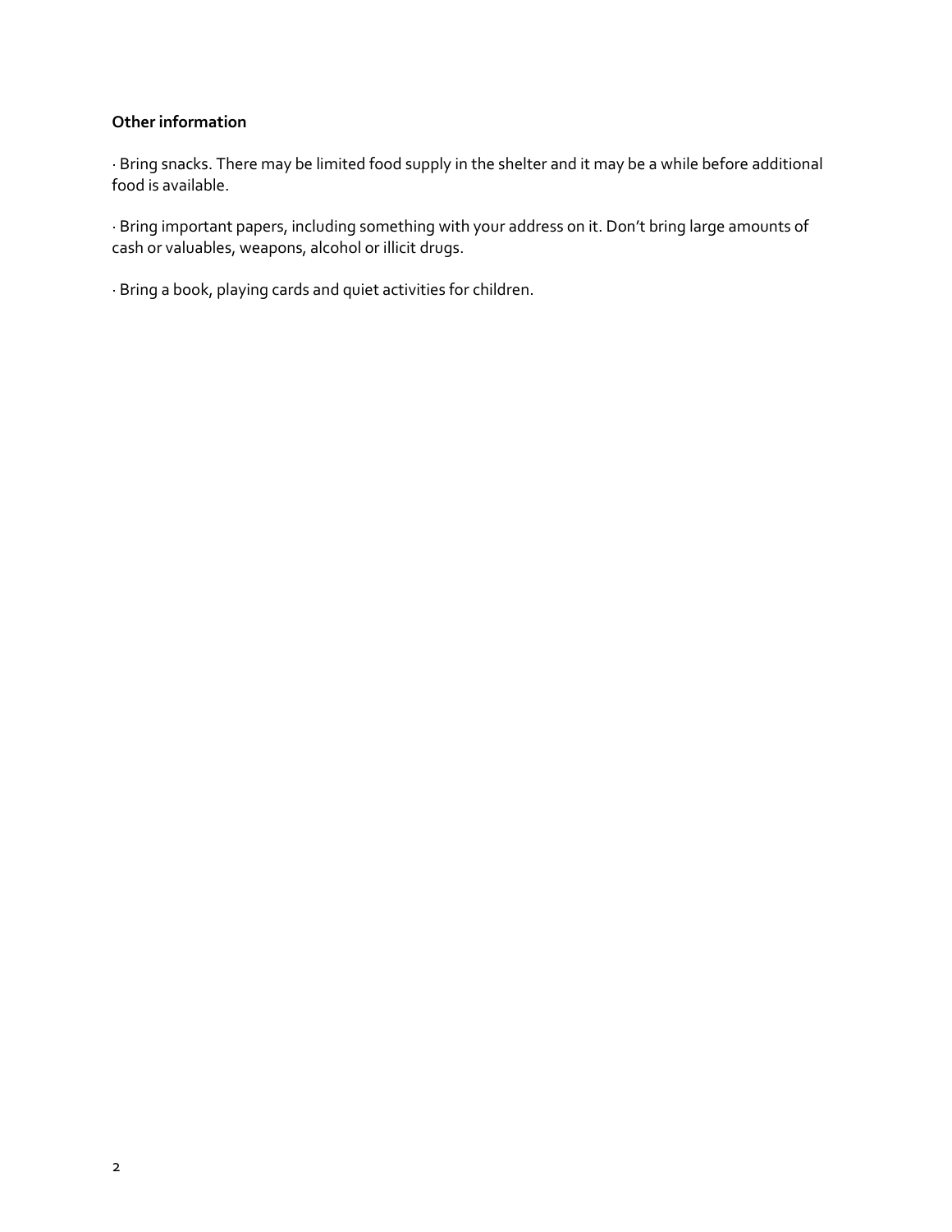**Other information**

· Bring snacks. There may be limited food supply in the shelter and it may be a while before additional food is available.

· Bring important papers, including something with your address on it. Don't bring large amounts of cash or valuables, weapons, alcohol or illicit drugs.

· Bring a book, playing cards and quiet activities for children.